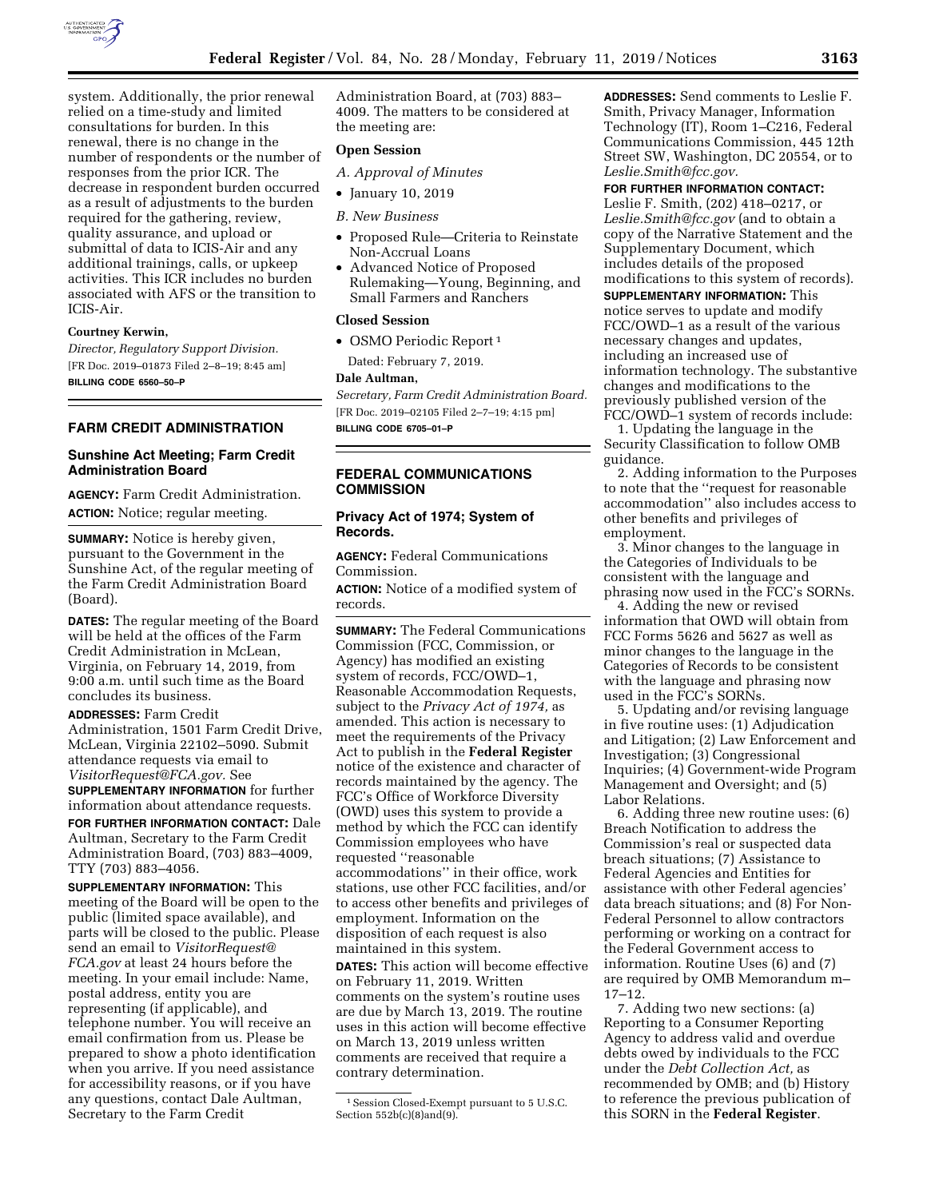system. Additionally, the prior renewal relied on a time-study and limited consultations for burden. In this renewal, there is no change in the number of respondents or the number of responses from the prior ICR. The decrease in respondent burden occurred as a result of adjustments to the burden required for the gathering, review, quality assurance, and upload or submittal of data to ICIS-Air and any additional trainings, calls, or upkeep activities. This ICR includes no burden associated with AFS or the transition to ICIS-Air.

**Courtney Kerwin,**

*Director, Regulatory Support Division.*

[FR Doc. 2019–01873 Filed 2–8–19; 8:45 am]

**BILLING CODE 6560–50–P**

## FARM CREDIT ADMINISTRATION

### Sunshine Act Meeting; Farm Credit Administration Board

**AGENCY:** Farm Credit Administration.

**ACTION:** Notice; regular meeting.

**SUMMARY:** Notice is hereby given, pursuant to the Government in the Sunshine Act, of the regular meeting of the Farm Credit Administration Board (Board).

**DATES:** The regular meeting of the Board will be held at the offices of the Farm Credit Administration in McLean, Virginia, on February 14, 2019, from 9:00 a.m. until such time as the Board concludes its business.

**ADDRESSES:** Farm Credit Administration, 1501 Farm Credit Drive, McLean, Virginia 22102–5090. Submit attendance requests via email to *VisitorRequest@FCA.gov.* See **SUPPLEMENTARY INFORMATION** for further information about attendance requests.

**FOR FURTHER INFORMATION CONTACT:** Dale Aultman, Secretary to the Farm Credit Administration Board, (703) 883–4009, TTY (703) 883–4056.

**SUPPLEMENTARY INFORMATION:** This meeting of the Board will be open to the public (limited space available), and parts will be closed to the public. Please send an email to *VisitorRequest@FCA.gov* at least 24 hours before the meeting. In your email include: Name, postal address, entity you are representing (if applicable), and telephone number. You will receive an email confirmation from us. Please be prepared to show a photo identification when you arrive. If you need assistance for accessibility reasons, or if you have any questions, contact Dale Aultman, Secretary to the Farm Credit Administration Board, at (703) 883–4009. The matters to be considered at the meeting are:

**Open Session**

*A. Approval of Minutes*

- January 10, 2019

*B. New Business*

- Proposed Rule—Criteria to Reinstate Non-Accrual Loans
- Advanced Notice of Proposed Rulemaking—Young, Beginning, and Small Farmers and Ranchers

**Closed Session**

- OSMO Periodic Report [1]

Dated: February 7, 2019.

**Dale Aultman,**

*Secretary, Farm Credit Administration Board.*

[FR Doc. 2019–02105 Filed 2–7–19; 4:15 pm]

**BILLING CODE 6705–01–P**

[1] Session Closed-Exempt pursuant to 5 U.S.C. Section 552b(c)(8)and(9).

## FEDERAL COMMUNICATIONS COMMISSION

### Privacy Act of 1974; System of Records.

**AGENCY:** Federal Communications Commission.

**ACTION:** Notice of a modified system of records.

**SUMMARY:** The Federal Communications Commission (FCC, Commission, or Agency) has modified an existing system of records, FCC/OWD–1, Reasonable Accommodation Requests, subject to the *Privacy Act of 1974,* as amended. This action is necessary to meet the requirements of the Privacy Act to publish in the **Federal Register** notice of the existence and character of records maintained by the agency. The FCC's Office of Workforce Diversity (OWD) uses this system to provide a method by which the FCC can identify Commission employees who have requested ''reasonable accommodations'' in their office, work stations, use other FCC facilities, and/or to access other benefits and privileges of employment. Information on the disposition of each request is also maintained in this system.

**DATES:** This action will become effective on February 11, 2019. Written comments on the system's routine uses are due by March 13, 2019. The routine uses in this action will become effective on March 13, 2019 unless written comments are received that require a contrary determination.

**ADDRESSES:** Send comments to Leslie F. Smith, Privacy Manager, Information Technology (IT), Room 1–C216, Federal Communications Commission, 445 12th Street SW, Washington, DC 20554, or to *Leslie.Smith@fcc.gov.*

**FOR FURTHER INFORMATION CONTACT:** Leslie F. Smith, (202) 418–0217, or *Leslie.Smith@fcc.gov* (and to obtain a copy of the Narrative Statement and the Supplementary Document, which includes details of the proposed modifications to this system of records).

**SUPPLEMENTARY INFORMATION:** This notice serves to update and modify FCC/OWD–1 as a result of the various necessary changes and updates, including an increased use of information technology. The substantive changes and modifications to the previously published version of the FCC/OWD–1 system of records include:

1. Updating the language in the Security Classification to follow OMB guidance.

2. Adding information to the Purposes to note that the ''request for reasonable accommodation'' also includes access to other benefits and privileges of employment.

3. Minor changes to the language in the Categories of Individuals to be consistent with the language and phrasing now used in the FCC's SORNs.

4. Adding the new or revised information that OWD will obtain from FCC Forms 5626 and 5627 as well as minor changes to the language in the Categories of Records to be consistent with the language and phrasing now used in the FCC's SORNs.

5. Updating and/or revising language in five routine uses: (1) Adjudication and Litigation; (2) Law Enforcement and Investigation; (3) Congressional Inquiries; (4) Government-wide Program Management and Oversight; and (5) Labor Relations.

6. Adding three new routine uses: (6) Breach Notification to address the Commission's real or suspected data breach situations; (7) Assistance to Federal Agencies and Entities for assistance with other Federal agencies' data breach situations; and (8) For Non-Federal Personnel to allow contractors performing or working on a contract for the Federal Government access to information. Routine Uses (6) and (7) are required by OMB Memorandum m–17–12.

7. Adding two new sections: (a) Reporting to a Consumer Reporting Agency to address valid and overdue debts owed by individuals to the FCC under the *Debt Collection Act,* as recommended by OMB; and (b) History to reference the previous publication of this SORN in the **Federal Register**.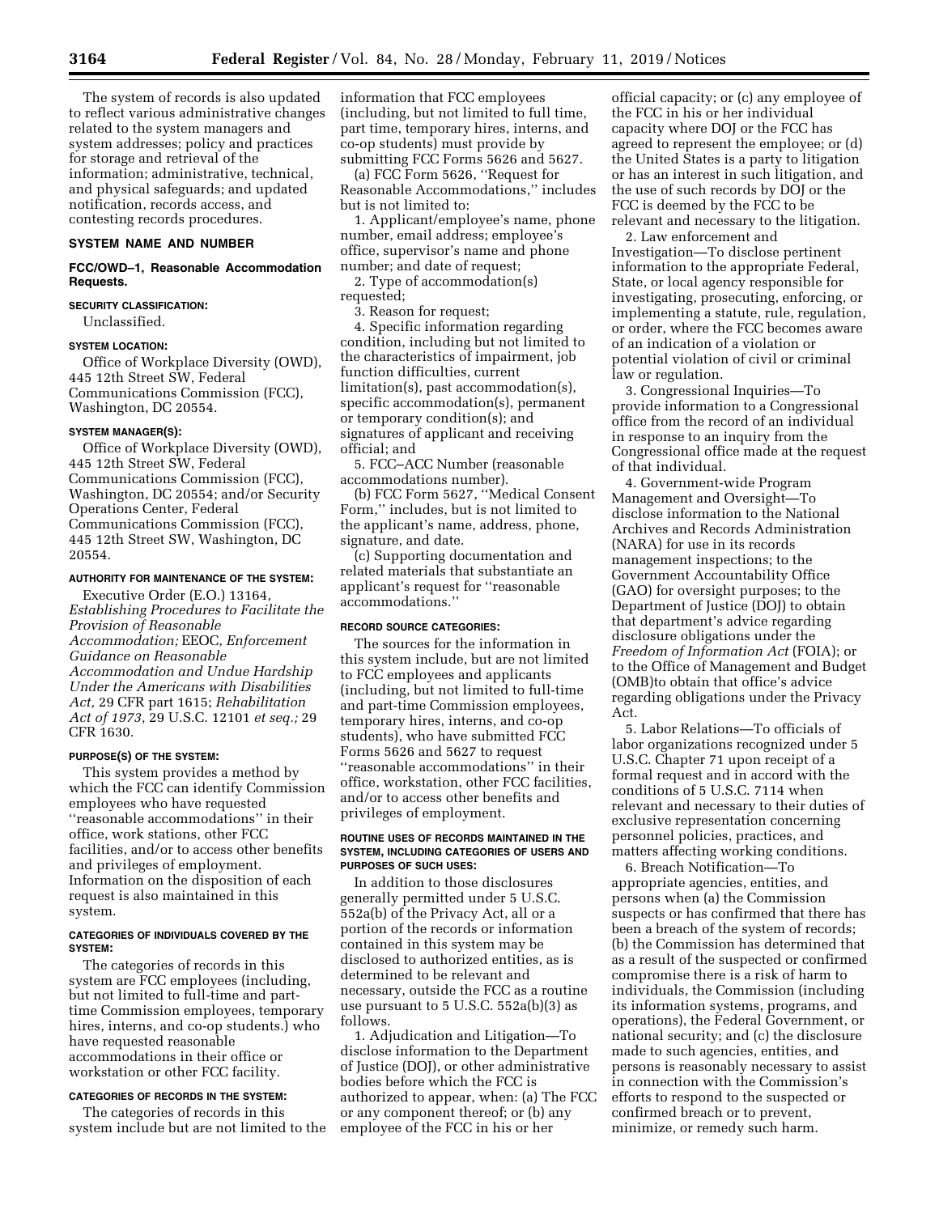The system of records is also updated to reflect various administrative changes related to the system managers and system addresses; policy and practices for storage and retrieval of the information; administrative, technical, and physical safeguards; and updated notification, records access, and contesting records procedures.

## SYSTEM NAME AND NUMBER

**FCC/OWD–1, Reasonable Accommodation Requests.**

### SECURITY CLASSIFICATION:

Unclassified.

### SYSTEM LOCATION:

Office of Workplace Diversity (OWD), 445 12th Street SW, Federal Communications Commission (FCC), Washington, DC 20554.

### SYSTEM MANAGER(S):

Office of Workplace Diversity (OWD), 445 12th Street SW, Federal Communications Commission (FCC), Washington, DC 20554; and/or Security Operations Center, Federal Communications Commission (FCC), 445 12th Street SW, Washington, DC 20554.

### AUTHORITY FOR MAINTENANCE OF THE SYSTEM:

Executive Order (E.O.) 13164, *Establishing Procedures to Facilitate the Provision of Reasonable Accommodation;* EEOC, *Enforcement Guidance on Reasonable Accommodation and Undue Hardship Under the Americans with Disabilities Act,* 29 CFR part 1615; *Rehabilitation Act of 1973,* 29 U.S.C. 12101 *et seq.;* 29 CFR 1630.

### PURPOSE(S) OF THE SYSTEM:

This system provides a method by which the FCC can identify Commission employees who have requested ''reasonable accommodations'' in their office, work stations, other FCC facilities, and/or to access other benefits and privileges of employment. Information on the disposition of each request is also maintained in this system.

### CATEGORIES OF INDIVIDUALS COVERED BY THE SYSTEM:

The categories of records in this system are FCC employees (including, but not limited to full-time and part-time Commission employees, temporary hires, interns, and co-op students.) who have requested reasonable accommodations in their office or workstation or other FCC facility.

### CATEGORIES OF RECORDS IN THE SYSTEM:

The categories of records in this system include but are not limited to the information that FCC employees (including, but not limited to full time, part time, temporary hires, interns, and co-op students) must provide by submitting FCC Forms 5626 and 5627.

(a) FCC Form 5626, ''Request for Reasonable Accommodations,'' includes but is not limited to:

1. Applicant/employee's name, phone number, email address; employee's office, supervisor's name and phone number; and date of request;

2. Type of accommodation(s) requested;

3. Reason for request;

4. Specific information regarding condition, including but not limited to the characteristics of impairment, job function difficulties, current limitation(s), past accommodation(s), specific accommodation(s), permanent or temporary condition(s); and signatures of applicant and receiving official; and

5. FCC–ACC Number (reasonable accommodations number).

(b) FCC Form 5627, ''Medical Consent Form,'' includes, but is not limited to the applicant's name, address, phone, signature, and date.

(c) Supporting documentation and related materials that substantiate an applicant's request for ''reasonable accommodations.''

### RECORD SOURCE CATEGORIES:

The sources for the information in this system include, but are not limited to FCC employees and applicants (including, but not limited to full-time and part-time Commission employees, temporary hires, interns, and co-op students), who have submitted FCC Forms 5626 and 5627 to request ''reasonable accommodations'' in their office, workstation, other FCC facilities, and/or to access other benefits and privileges of employment.

### ROUTINE USES OF RECORDS MAINTAINED IN THE SYSTEM, INCLUDING CATEGORIES OF USERS AND PURPOSES OF SUCH USES:

In addition to those disclosures generally permitted under 5 U.S.C. 552a(b) of the Privacy Act, all or a portion of the records or information contained in this system may be disclosed to authorized entities, as is determined to be relevant and necessary, outside the FCC as a routine use pursuant to 5 U.S.C. 552a(b)(3) as follows.

1. Adjudication and Litigation—To disclose information to the Department of Justice (DOJ), or other administrative bodies before which the FCC is authorized to appear, when: (a) The FCC or any component thereof; or (b) any employee of the FCC in his or her official capacity; or (c) any employee of the FCC in his or her individual capacity where DOJ or the FCC has agreed to represent the employee; or (d) the United States is a party to litigation or has an interest in such litigation, and the use of such records by DOJ or the FCC is deemed by the FCC to be relevant and necessary to the litigation.

2. Law enforcement and Investigation—To disclose pertinent information to the appropriate Federal, State, or local agency responsible for investigating, prosecuting, enforcing, or implementing a statute, rule, regulation, or order, where the FCC becomes aware of an indication of a violation or potential violation of civil or criminal law or regulation.

3. Congressional Inquiries—To provide information to a Congressional office from the record of an individual in response to an inquiry from the Congressional office made at the request of that individual.

4. Government-wide Program Management and Oversight—To disclose information to the National Archives and Records Administration (NARA) for use in its records management inspections; to the Government Accountability Office (GAO) for oversight purposes; to the Department of Justice (DOJ) to obtain that department's advice regarding disclosure obligations under the *Freedom of Information Act* (FOIA); or to the Office of Management and Budget (OMB)to obtain that office's advice regarding obligations under the Privacy Act.

5. Labor Relations—To officials of labor organizations recognized under 5 U.S.C. Chapter 71 upon receipt of a formal request and in accord with the conditions of 5 U.S.C. 7114 when relevant and necessary to their duties of exclusive representation concerning personnel policies, practices, and matters affecting working conditions.

6. Breach Notification—To appropriate agencies, entities, and persons when (a) the Commission suspects or has confirmed that there has been a breach of the system of records; (b) the Commission has determined that as a result of the suspected or confirmed compromise there is a risk of harm to individuals, the Commission (including its information systems, programs, and operations), the Federal Government, or national security; and (c) the disclosure made to such agencies, entities, and persons is reasonably necessary to assist in connection with the Commission's efforts to respond to the suspected or confirmed breach or to prevent, minimize, or remedy such harm.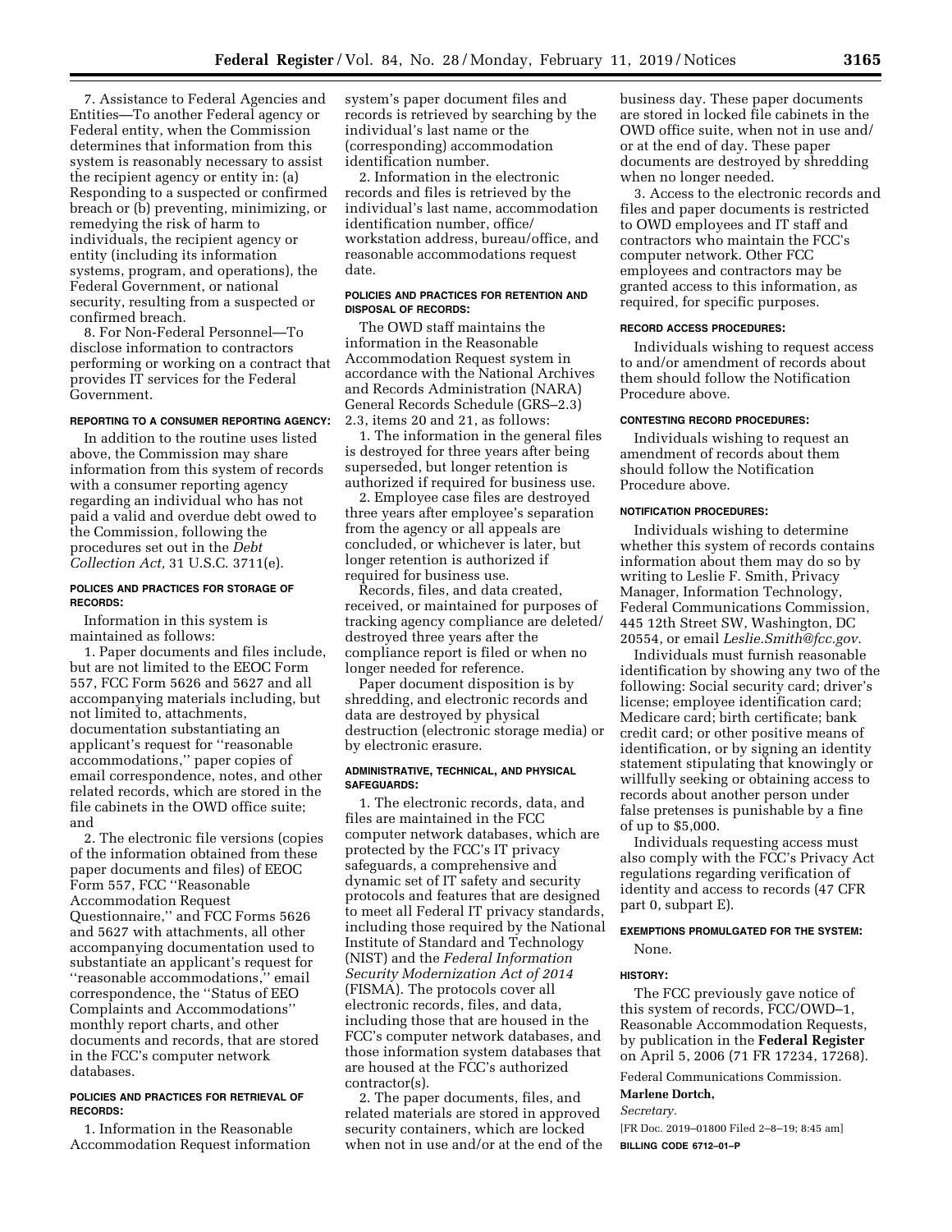7. Assistance to Federal Agencies and Entities—To another Federal agency or Federal entity, when the Commission determines that information from this system is reasonably necessary to assist the recipient agency or entity in: (a) Responding to a suspected or confirmed breach or (b) preventing, minimizing, or remedying the risk of harm to individuals, the recipient agency or entity (including its information systems, program, and operations), the Federal Government, or national security, resulting from a suspected or confirmed breach.

8. For Non-Federal Personnel—To disclose information to contractors performing or working on a contract that provides IT services for the Federal Government.

#### REPORTING TO A CONSUMER REPORTING AGENCY:

In addition to the routine uses listed above, the Commission may share information from this system of records with a consumer reporting agency regarding an individual who has not paid a valid and overdue debt owed to the Commission, following the procedures set out in the *Debt Collection Act,* 31 U.S.C. 3711(e).

#### POLICES AND PRACTICES FOR STORAGE OF RECORDS:

Information in this system is maintained as follows:

1. Paper documents and files include, but are not limited to the EEOC Form 557, FCC Form 5626 and 5627 and all accompanying materials including, but not limited to, attachments, documentation substantiating an applicant's request for ''reasonable accommodations,'' paper copies of email correspondence, notes, and other related records, which are stored in the file cabinets in the OWD office suite; and

2. The electronic file versions (copies of the information obtained from these paper documents and files) of EEOC Form 557, FCC ''Reasonable Accommodation Request Questionnaire,'' and FCC Forms 5626 and 5627 with attachments, all other accompanying documentation used to substantiate an applicant's request for ''reasonable accommodations,'' email correspondence, the ''Status of EEO Complaints and Accommodations'' monthly report charts, and other documents and records, that are stored in the FCC's computer network databases.

#### POLICIES AND PRACTICES FOR RETRIEVAL OF RECORDS:

1. Information in the Reasonable Accommodation Request information system's paper document files and records is retrieved by searching by the individual's last name or the (corresponding) accommodation identification number.

2. Information in the electronic records and files is retrieved by the individual's last name, accommodation identification number, office/workstation address, bureau/office, and reasonable accommodations request date.

#### POLICIES AND PRACTICES FOR RETENTION AND DISPOSAL OF RECORDS:

The OWD staff maintains the information in the Reasonable Accommodation Request system in accordance with the National Archives and Records Administration (NARA) General Records Schedule (GRS–2.3) 2.3, items 20 and 21, as follows:

1. The information in the general files is destroyed for three years after being superseded, but longer retention is authorized if required for business use.

2. Employee case files are destroyed three years after employee's separation from the agency or all appeals are concluded, or whichever is later, but longer retention is authorized if required for business use.

Records, files, and data created, received, or maintained for purposes of tracking agency compliance are deleted/destroyed three years after the compliance report is filed or when no longer needed for reference.

Paper document disposition is by shredding, and electronic records and data are destroyed by physical destruction (electronic storage media) or by electronic erasure.

#### ADMINISTRATIVE, TECHNICAL, AND PHYSICAL SAFEGUARDS:

1. The electronic records, data, and files are maintained in the FCC computer network databases, which are protected by the FCC's IT privacy safeguards, a comprehensive and dynamic set of IT safety and security protocols and features that are designed to meet all Federal IT privacy standards, including those required by the National Institute of Standard and Technology (NIST) and the *Federal Information Security Modernization Act of 2014* (FISMA). The protocols cover all electronic records, files, and data, including those that are housed in the FCC's computer network databases, and those information system databases that are housed at the FCC's authorized contractor(s).

2. The paper documents, files, and related materials are stored in approved security containers, which are locked when not in use and/or at the end of the business day. These paper documents are stored in locked file cabinets in the OWD office suite, when not in use and/or at the end of day. These paper documents are destroyed by shredding when no longer needed.

3. Access to the electronic records and files and paper documents is restricted to OWD employees and IT staff and contractors who maintain the FCC's computer network. Other FCC employees and contractors may be granted access to this information, as required, for specific purposes.

#### RECORD ACCESS PROCEDURES:

Individuals wishing to request access to and/or amendment of records about them should follow the Notification Procedure above.

#### CONTESTING RECORD PROCEDURES:

Individuals wishing to request an amendment of records about them should follow the Notification Procedure above.

#### NOTIFICATION PROCEDURES:

Individuals wishing to determine whether this system of records contains information about them may do so by writing to Leslie F. Smith, Privacy Manager, Information Technology, Federal Communications Commission, 445 12th Street SW, Washington, DC 20554, or email *Leslie.Smith@fcc.gov.*

Individuals must furnish reasonable identification by showing any two of the following: Social security card; driver's license; employee identification card; Medicare card; birth certificate; bank credit card; or other positive means of identification, or by signing an identity statement stipulating that knowingly or willfully seeking or obtaining access to records about another person under false pretenses is punishable by a fine of up to $5,000.

Individuals requesting access must also comply with the FCC's Privacy Act regulations regarding verification of identity and access to records (47 CFR part 0, subpart E).

#### EXEMPTIONS PROMULGATED FOR THE SYSTEM:

None.

#### HISTORY:

The FCC previously gave notice of this system of records, FCC/OWD–1, Reasonable Accommodation Requests, by publication in the **Federal Register** on April 5, 2006 (71 FR 17234, 17268).

Federal Communications Commission.

**Marlene Dortch,**

*Secretary.*

[FR Doc. 2019–01800 Filed 2–8–19; 8:45 am]

**BILLING CODE 6712–01–P**